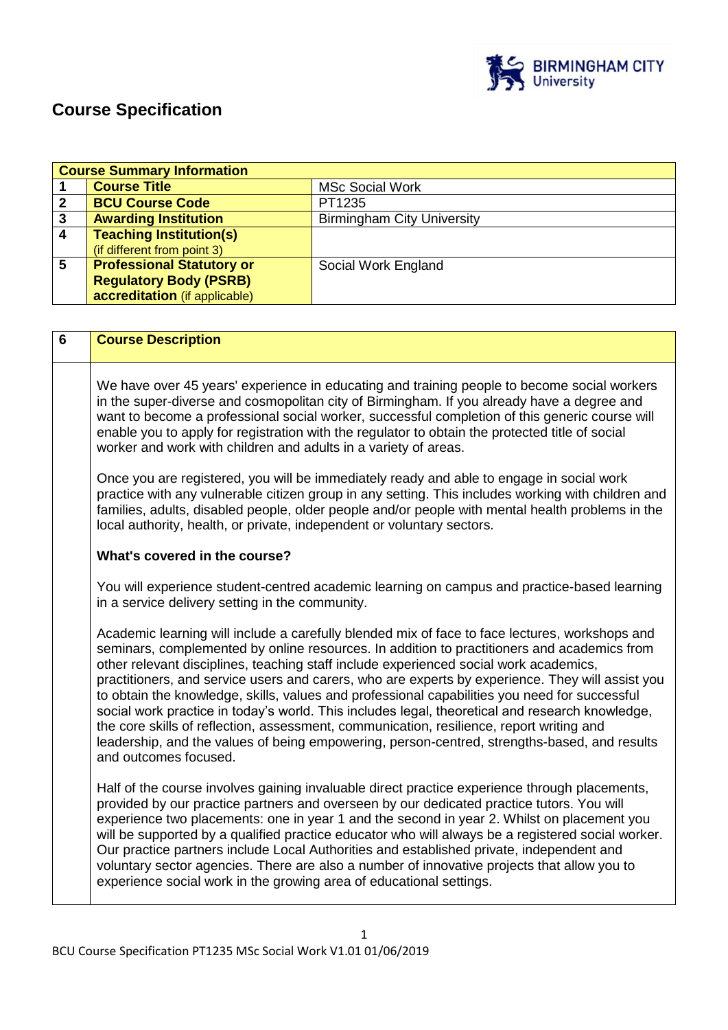# Course Specification

| Course Summary Information | | |
|---|---|---|
| 1 | **Course Title** | MSc Social Work |
| 2 | **BCU Course Code** | PT1235 |
| 3 | **Awarding Institution** | Birmingham City University |
| 4 | **Teaching Institution(s)** (if different from point 3) | |
| 5 | **Professional Statutory or Regulatory Body (PSRB) accreditation** (if applicable) | Social Work England |

## 6 Course Description

We have over 45 years' experience in educating and training people to become social workers in the super-diverse and cosmopolitan city of Birmingham. If you already have a degree and want to become a professional social worker, successful completion of this generic course will enable you to apply for registration with the regulator to obtain the protected title of social worker and work with children and adults in a variety of areas.

Once you are registered, you will be immediately ready and able to engage in social work practice with any vulnerable citizen group in any setting. This includes working with children and families, adults, disabled people, older people and/or people with mental health problems in the local authority, health, or private, independent or voluntary sectors.

**What's covered in the course?**

You will experience student-centred academic learning on campus and practice-based learning in a service delivery setting in the community.

Academic learning will include a carefully blended mix of face to face lectures, workshops and seminars, complemented by online resources. In addition to practitioners and academics from other relevant disciplines, teaching staff include experienced social work academics, practitioners, and service users and carers, who are experts by experience. They will assist you to obtain the knowledge, skills, values and professional capabilities you need for successful social work practice in today's world. This includes legal, theoretical and research knowledge, the core skills of reflection, assessment, communication, resilience, report writing and leadership, and the values of being empowering, person-centred, strengths-based, and results and outcomes focused.

Half of the course involves gaining invaluable direct practice experience through placements, provided by our practice partners and overseen by our dedicated practice tutors. You will experience two placements: one in year 1 and the second in year 2. Whilst on placement you will be supported by a qualified practice educator who will always be a registered social worker. Our practice partners include Local Authorities and established private, independent and voluntary sector agencies. There are also a number of innovative projects that allow you to experience social work in the growing area of educational settings.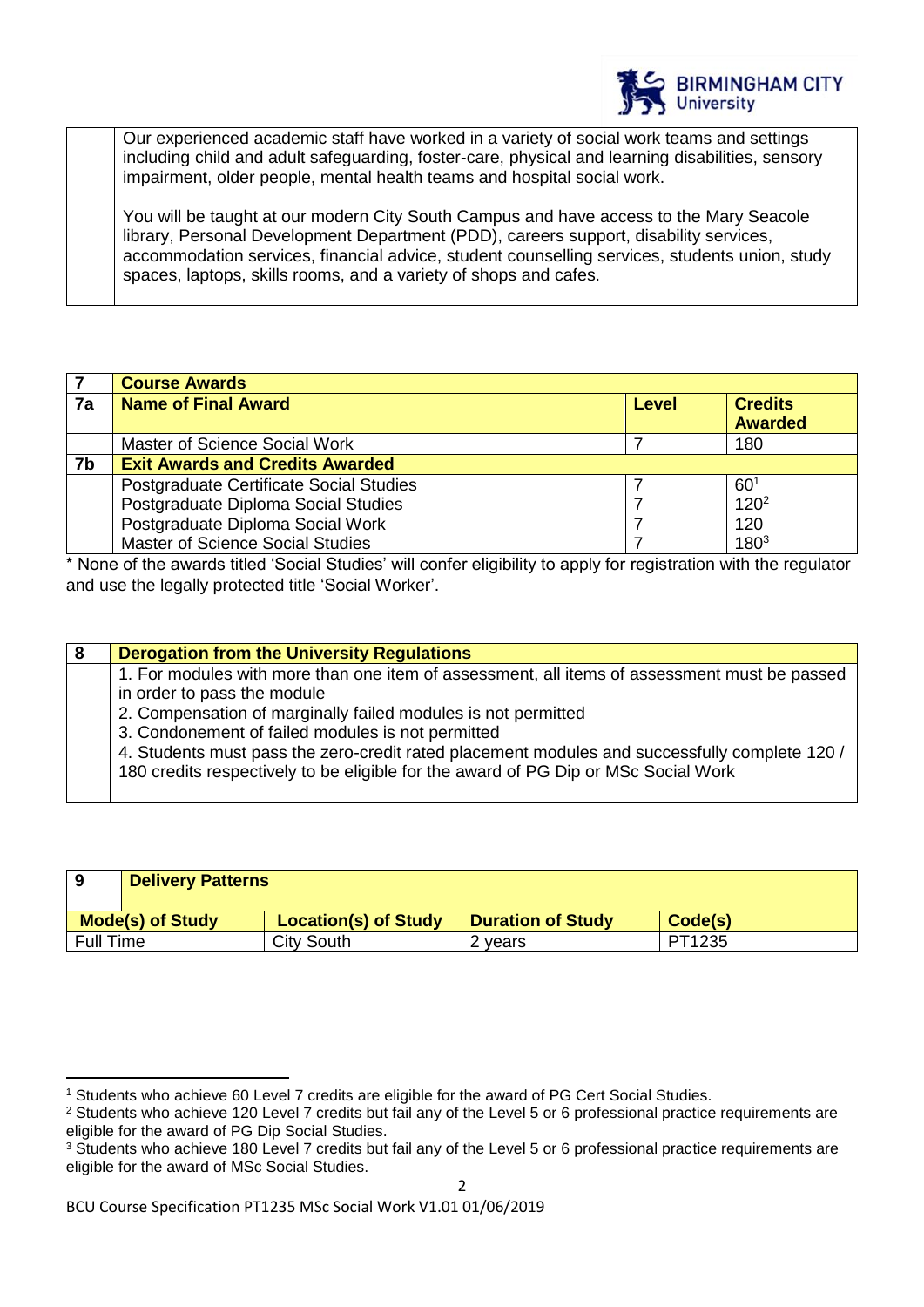Our experienced academic staff have worked in a variety of social work teams and settings including child and adult safeguarding, foster-care, physical and learning disabilities, sensory impairment, older people, mental health teams and hospital social work.

You will be taught at our modern City South Campus and have access to the Mary Seacole library, Personal Development Department (PDD), careers support, disability services, accommodation services, financial advice, student counselling services, students union, study spaces, laptops, skills rooms, and a variety of shops and cafes.

| 7 | **Course Awards** | | |
|---|---|---|---|
| **7a** | **Name of Final Award** | **Level** | **Credits Awarded** |
| | Master of Science Social Work | 7 | 180 |
| **7b** | **Exit Awards and Credits Awarded** | | |
| | Postgraduate Certificate Social Studies | 7 | 60[1] |
| | Postgraduate Diploma Social Studies | 7 | 120[2] |
| | Postgraduate Diploma Social Work | 7 | 120 |
| | Master of Science Social Studies | 7 | 180[3] |

* None of the awards titled 'Social Studies' will confer eligibility to apply for registration with the regulator and use the legally protected title 'Social Worker'.

| 8 | **Derogation from the University Regulations** |
|---|---|
| | 1. For modules with more than one item of assessment, all items of assessment must be passed in order to pass the module<br>2. Compensation of marginally failed modules is not permitted<br>3. Condonement of failed modules is not permitted<br>4. Students must pass the zero-credit rated placement modules and successfully complete 120 / 180 credits respectively to be eligible for the award of PG Dip or MSc Social Work |

| 9 | **Delivery Patterns** | | |
|---|---|---|---|
| **Mode(s) of Study** | **Location(s) of Study** | **Duration of Study** | **Code(s)** |
| Full Time | City South | 2 years | PT1235 |

[1] Students who achieve 60 Level 7 credits are eligible for the award of PG Cert Social Studies.

[2] Students who achieve 120 Level 7 credits but fail any of the Level 5 or 6 professional practice requirements are eligible for the award of PG Dip Social Studies.

[3] Students who achieve 180 Level 7 credits but fail any of the Level 5 or 6 professional practice requirements are eligible for the award of MSc Social Studies.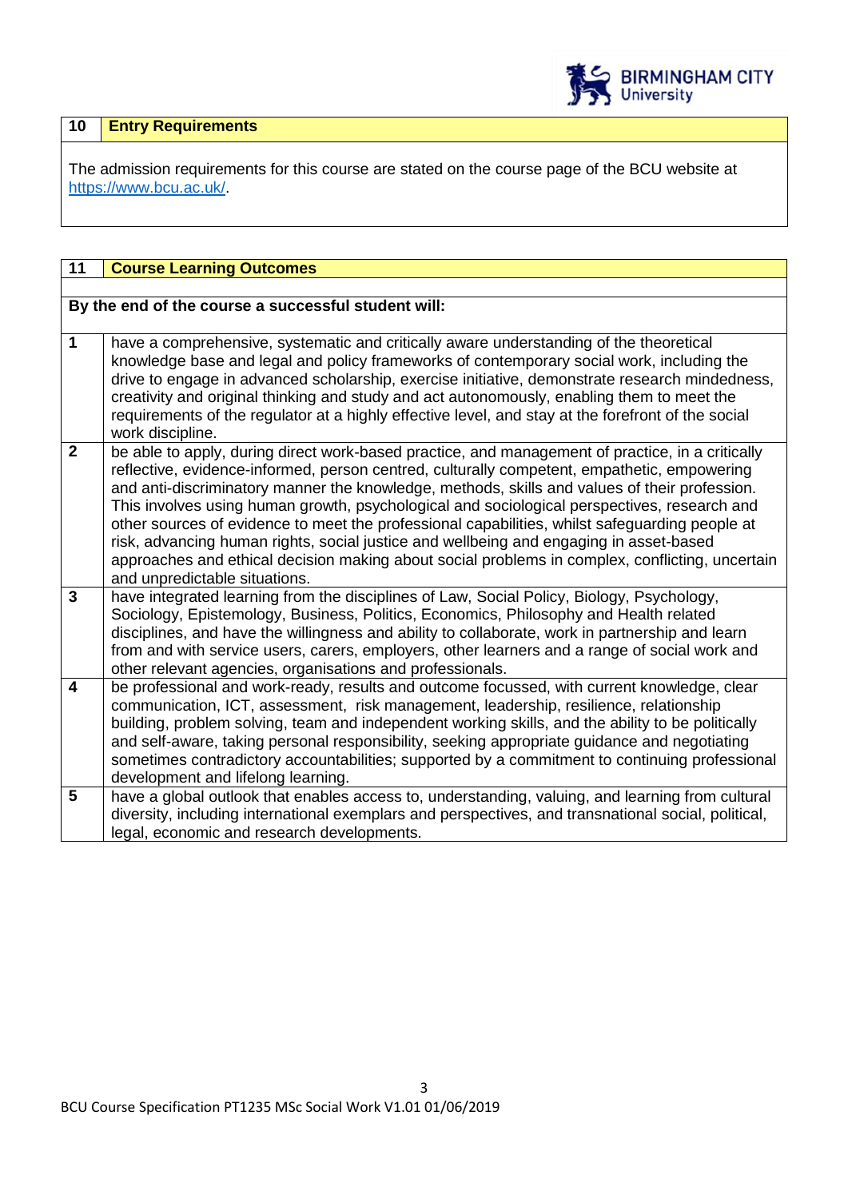## 10 Entry Requirements

The admission requirements for this course are stated on the course page of the BCU website at https://www.bcu.ac.uk/.

## 11 Course Learning Outcomes

**By the end of the course a successful student will:**

| | |
|---|---|
| **1** | have a comprehensive, systematic and critically aware understanding of the theoretical knowledge base and legal and policy frameworks of contemporary social work, including the drive to engage in advanced scholarship, exercise initiative, demonstrate research mindedness, creativity and original thinking and study and act autonomously, enabling them to meet the requirements of the regulator at a highly effective level, and stay at the forefront of the social work discipline. |
| **2** | be able to apply, during direct work-based practice, and management of practice, in a critically reflective, evidence-informed, person centred, culturally competent, empathetic, empowering and anti-discriminatory manner the knowledge, methods, skills and values of their profession. This involves using human growth, psychological and sociological perspectives, research and other sources of evidence to meet the professional capabilities, whilst safeguarding people at risk, advancing human rights, social justice and wellbeing and engaging in asset-based approaches and ethical decision making about social problems in complex, conflicting, uncertain and unpredictable situations. |
| **3** | have integrated learning from the disciplines of Law, Social Policy, Biology, Psychology, Sociology, Epistemology, Business, Politics, Economics, Philosophy and Health related disciplines, and have the willingness and ability to collaborate, work in partnership and learn from and with service users, carers, employers, other learners and a range of social work and other relevant agencies, organisations and professionals. |
| **4** | be professional and work-ready, results and outcome focussed, with current knowledge, clear communication, ICT, assessment, risk management, leadership, resilience, relationship building, problem solving, team and independent working skills, and the ability to be politically and self-aware, taking personal responsibility, seeking appropriate guidance and negotiating sometimes contradictory accountabilities; supported by a commitment to continuing professional development and lifelong learning. |
| **5** | have a global outlook that enables access to, understanding, valuing, and learning from cultural diversity, including international exemplars and perspectives, and transnational social, political, legal, economic and research developments. |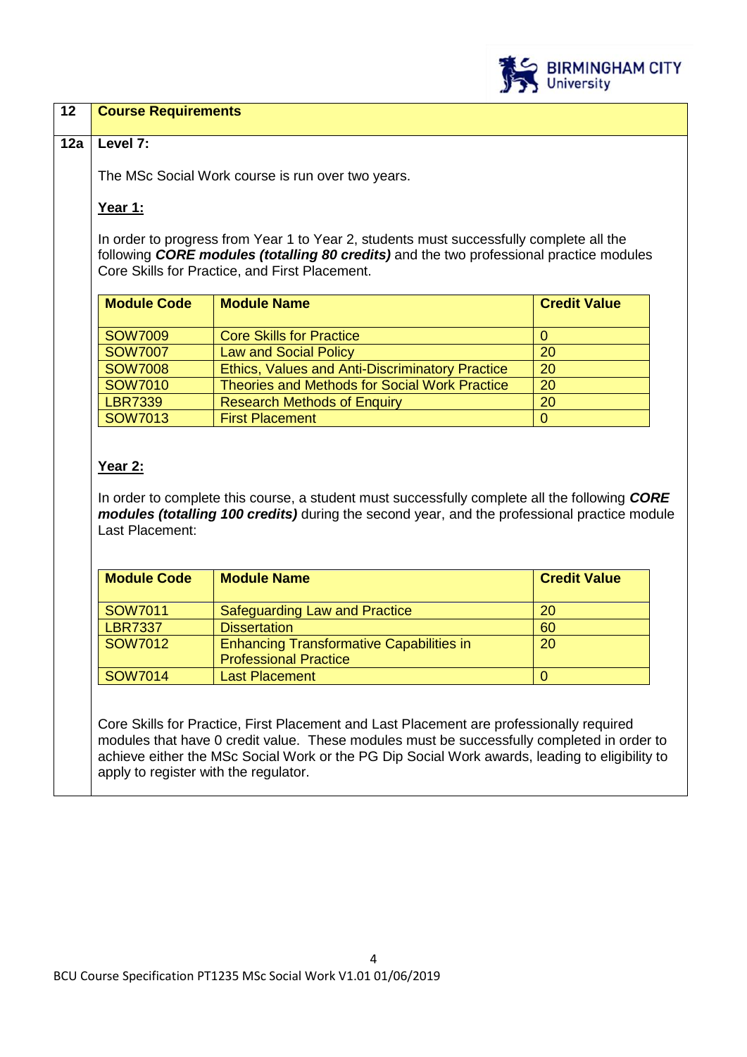## 12 Course Requirements

### 12a Level 7:

The MSc Social Work course is run over two years.

**Year 1:**

In order to progress from Year 1 to Year 2, students must successfully complete all the following ***CORE modules (totalling 80 credits)*** and the two professional practice modules Core Skills for Practice, and First Placement.

| Module Code | Module Name | Credit Value |
|---|---|---|
| SOW7009 | Core Skills for Practice | 0 |
| SOW7007 | Law and Social Policy | 20 |
| SOW7008 | Ethics, Values and Anti-Discriminatory Practice | 20 |
| SOW7010 | Theories and Methods for Social Work Practice | 20 |
| LBR7339 | Research Methods of Enquiry | 20 |
| SOW7013 | First Placement | 0 |

**Year 2:**

In order to complete this course, a student must successfully complete all the following ***CORE modules (totalling 100 credits)*** during the second year, and the professional practice module Last Placement:

| Module Code | Module Name | Credit Value |
|---|---|---|
| SOW7011 | Safeguarding Law and Practice | 20 |
| LBR7337 | Dissertation | 60 |
| SOW7012 | Enhancing Transformative Capabilities in Professional Practice | 20 |
| SOW7014 | Last Placement | 0 |

Core Skills for Practice, First Placement and Last Placement are professionally required modules that have 0 credit value. These modules must be successfully completed in order to achieve either the MSc Social Work or the PG Dip Social Work awards, leading to eligibility to apply to register with the regulator.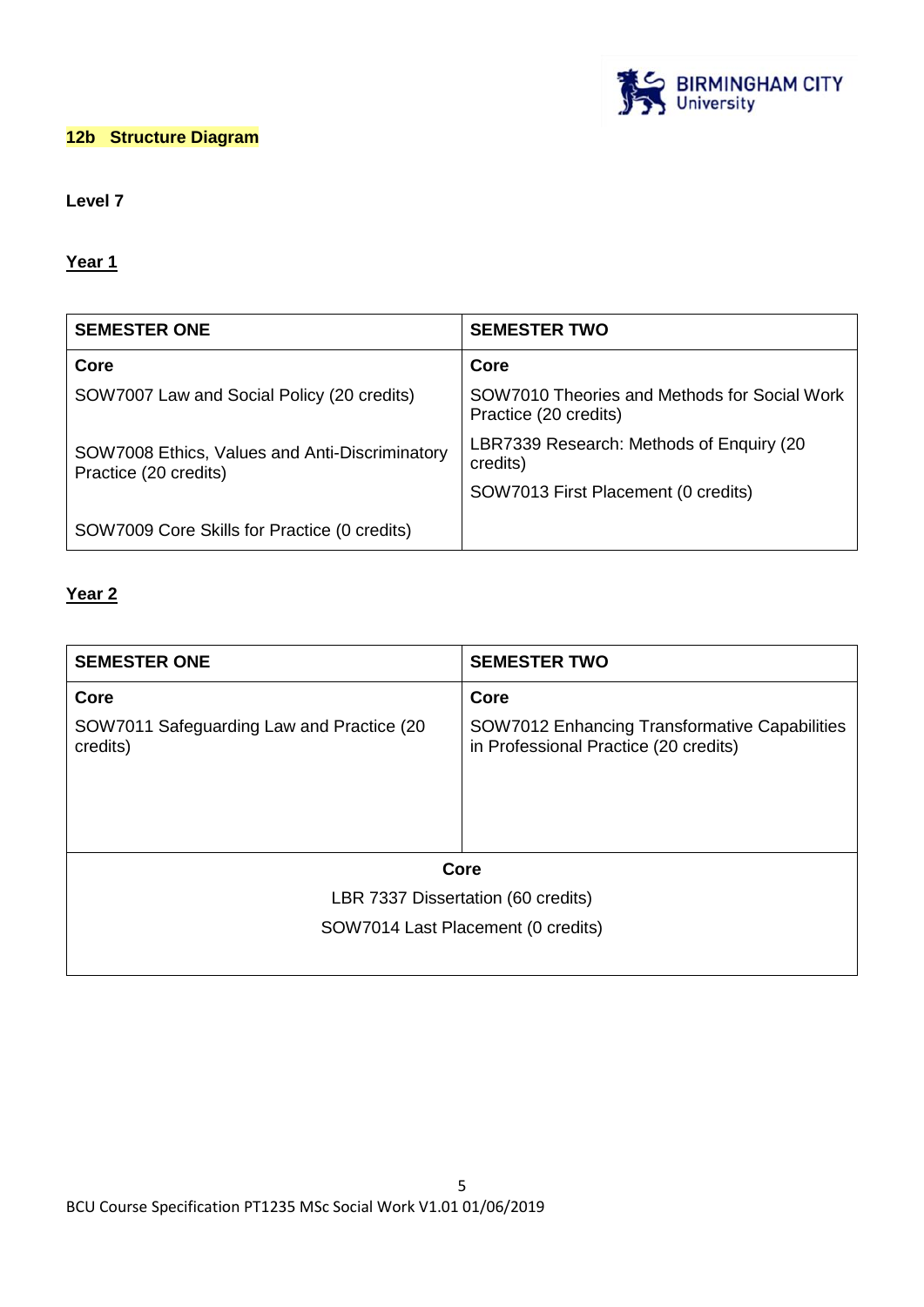## 12b Structure Diagram

**Level 7**

**Year 1**

| SEMESTER ONE | SEMESTER TWO |
| --- | --- |
| **Core** | **Core** |
| SOW7007 Law and Social Policy (20 credits) | SOW7010 Theories and Methods for Social Work Practice (20 credits) |
| SOW7008 Ethics, Values and Anti-Discriminatory Practice (20 credits) | LBR7339 Research: Methods of Enquiry (20 credits) |
| SOW7009 Core Skills for Practice (0 credits) | SOW7013 First Placement (0 credits) |

**Year 2**

| SEMESTER ONE | SEMESTER TWO |
| --- | --- |
| **Core** | **Core** |
| SOW7011 Safeguarding Law and Practice (20 credits) | SOW7012 Enhancing Transformative Capabilities in Professional Practice (20 credits) |
| **Core** | |
| LBR 7337 Dissertation (60 credits) | |
| SOW7014 Last Placement (0 credits) | |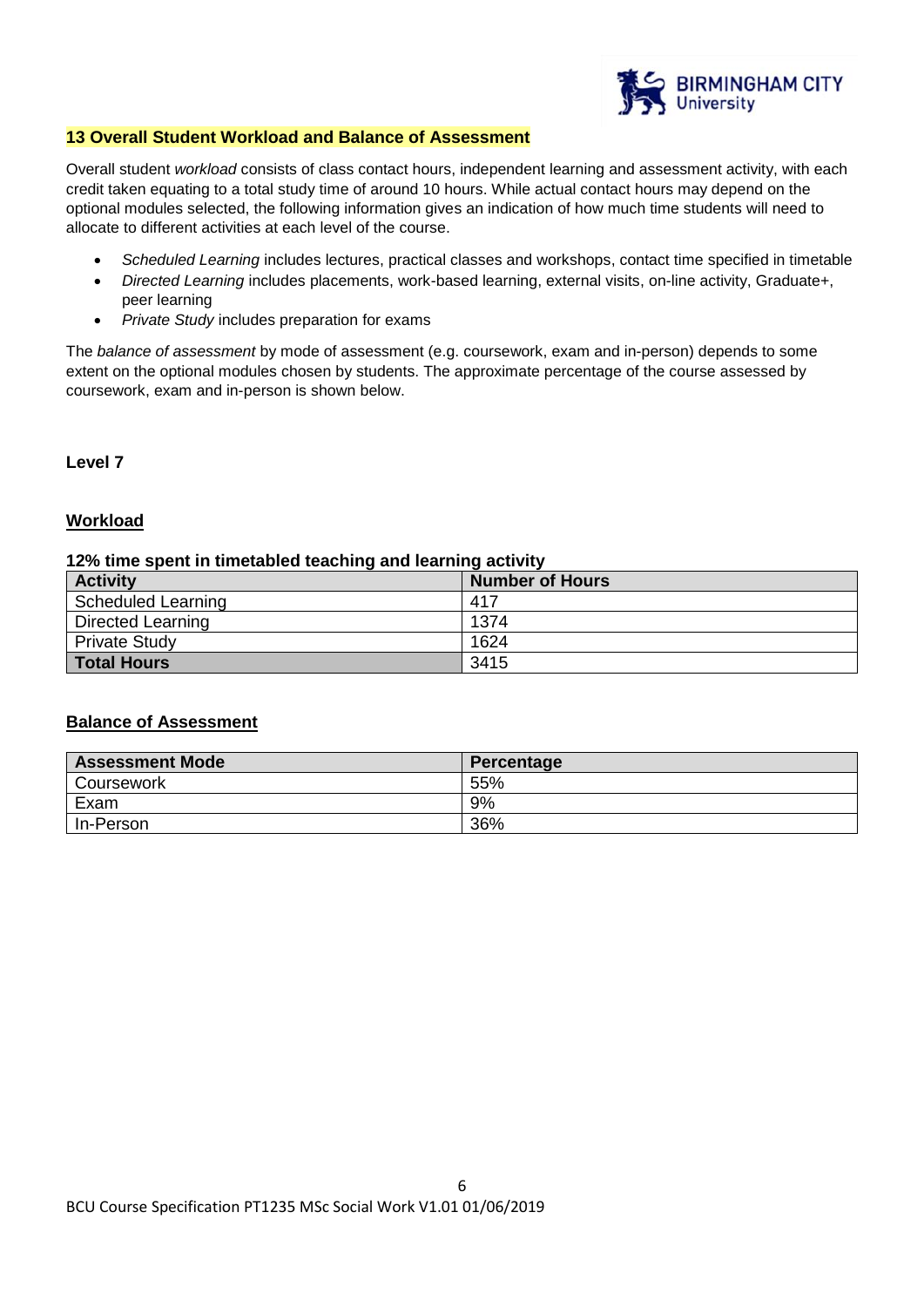## 13 Overall Student Workload and Balance of Assessment

Overall student *workload* consists of class contact hours, independent learning and assessment activity, with each credit taken equating to a total study time of around 10 hours. While actual contact hours may depend on the optional modules selected, the following information gives an indication of how much time students will need to allocate to different activities at each level of the course.

- *Scheduled Learning* includes lectures, practical classes and workshops, contact time specified in timetable
- *Directed Learning* includes placements, work-based learning, external visits, on-line activity, Graduate+, peer learning
- *Private Study* includes preparation for exams

The *balance of assessment* by mode of assessment (e.g. coursework, exam and in-person) depends to some extent on the optional modules chosen by students. The approximate percentage of the course assessed by coursework, exam and in-person is shown below.

### Level 7

#### Workload

**12% time spent in timetabled teaching and learning activity**

| Activity | Number of Hours |
|---|---|
| Scheduled Learning | 417 |
| Directed Learning | 1374 |
| Private Study | 1624 |
| **Total Hours** | 3415 |

#### Balance of Assessment

| Assessment Mode | Percentage |
|---|---|
| Coursework | 55% |
| Exam | 9% |
| In-Person | 36% |